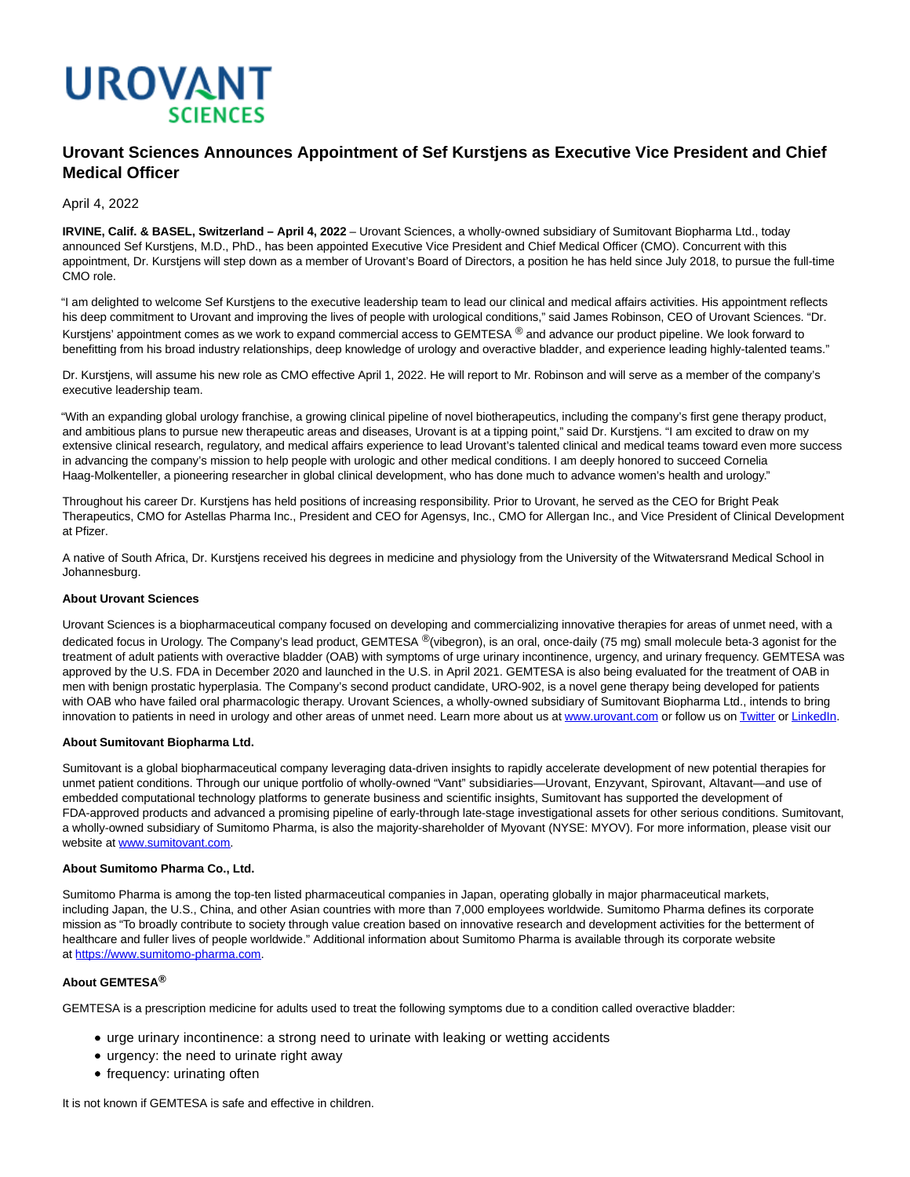# Urovant Sciences Announces Appointment of Sef Kurstjens as Executive Vice President and Chief Medical Officer

April 4, 2022

**IRVINE, Calif. & BASEL, Switzerland – April 4, 2022** – Urovant Sciences, a wholly-owned subsidiary of Sumitovant Biopharma Ltd., today announced Sef Kurstjens, M.D., PhD., has been appointed Executive Vice President and Chief Medical Officer (CMO). Concurrent with this appointment, Dr. Kurstjens will step down as a member of Urovant's Board of Directors, a position he has held since July 2018, to pursue the full-time CMO role.

"I am delighted to welcome Sef Kurstjens to the executive leadership team to lead our clinical and medical affairs activities. His appointment reflects his deep commitment to Urovant and improving the lives of people with urological conditions," said James Robinson, CEO of Urovant Sciences. "Dr. Kurstjens' appointment comes as we work to expand commercial access to GEMTESA ® and advance our product pipeline. We look forward to benefitting from his broad industry relationships, deep knowledge of urology and overactive bladder, and experience leading highly-talented teams."

Dr. Kurstjens, will assume his new role as CMO effective April 1, 2022. He will report to Mr. Robinson and will serve as a member of the company's executive leadership team.

"With an expanding global urology franchise, a growing clinical pipeline of novel biotherapeutics, including the company's first gene therapy product, and ambitious plans to pursue new therapeutic areas and diseases, Urovant is at a tipping point," said Dr. Kurstjens. "I am excited to draw on my extensive clinical research, regulatory, and medical affairs experience to lead Urovant's talented clinical and medical teams toward even more success in advancing the company's mission to help people with urologic and other medical conditions. I am deeply honored to succeed Cornelia Haag-Molkenteller, a pioneering researcher in global clinical development, who has done much to advance women's health and urology."

Throughout his career Dr. Kurstjens has held positions of increasing responsibility. Prior to Urovant, he served as the CEO for Bright Peak Therapeutics, CMO for Astellas Pharma Inc., President and CEO for Agensys, Inc., CMO for Allergan Inc., and Vice President of Clinical Development at Pfizer.

A native of South Africa, Dr. Kurstjens received his degrees in medicine and physiology from the University of the Witwatersrand Medical School in Johannesburg.

**About Urovant Sciences**

Urovant Sciences is a biopharmaceutical company focused on developing and commercializing innovative therapies for areas of unmet need, with a dedicated focus in Urology. The Company's lead product, GEMTESA ®(vibegron), is an oral, once-daily (75 mg) small molecule beta-3 agonist for the treatment of adult patients with overactive bladder (OAB) with symptoms of urge urinary incontinence, urgency, and urinary frequency. GEMTESA was approved by the U.S. FDA in December 2020 and launched in the U.S. in April 2021. GEMTESA is also being evaluated for the treatment of OAB in men with benign prostatic hyperplasia. The Company's second product candidate, URO-902, is a novel gene therapy being developed for patients with OAB who have failed oral pharmacologic therapy. Urovant Sciences, a wholly-owned subsidiary of Sumitovant Biopharma Ltd., intends to bring innovation to patients in need in urology and other areas of unmet need. Learn more about us at www.urovant.com or follow us on Twitter or LinkedIn.

**About Sumitovant Biopharma Ltd.**

Sumitovant is a global biopharmaceutical company leveraging data-driven insights to rapidly accelerate development of new potential therapies for unmet patient conditions. Through our unique portfolio of wholly-owned "Vant" subsidiaries—Urovant, Enzyvant, Spirovant, Altavant—and use of embedded computational technology platforms to generate business and scientific insights, Sumitovant has supported the development of FDA-approved products and advanced a promising pipeline of early-through late-stage investigational assets for other serious conditions. Sumitovant, a wholly-owned subsidiary of Sumitomo Pharma, is also the majority-shareholder of Myovant (NYSE: MYOV). For more information, please visit our website at www.sumitovant.com.

**About Sumitomo Pharma Co., Ltd.**

Sumitomo Pharma is among the top-ten listed pharmaceutical companies in Japan, operating globally in major pharmaceutical markets, including Japan, the U.S., China, and other Asian countries with more than 7,000 employees worldwide. Sumitomo Pharma defines its corporate mission as "To broadly contribute to society through value creation based on innovative research and development activities for the betterment of healthcare and fuller lives of people worldwide." Additional information about Sumitomo Pharma is available through its corporate website at https://www.sumitomo-pharma.com.

**About GEMTESA®**

GEMTESA is a prescription medicine for adults used to treat the following symptoms due to a condition called overactive bladder:

- urge urinary incontinence: a strong need to urinate with leaking or wetting accidents
- urgency: the need to urinate right away
- frequency: urinating often

It is not known if GEMTESA is safe and effective in children.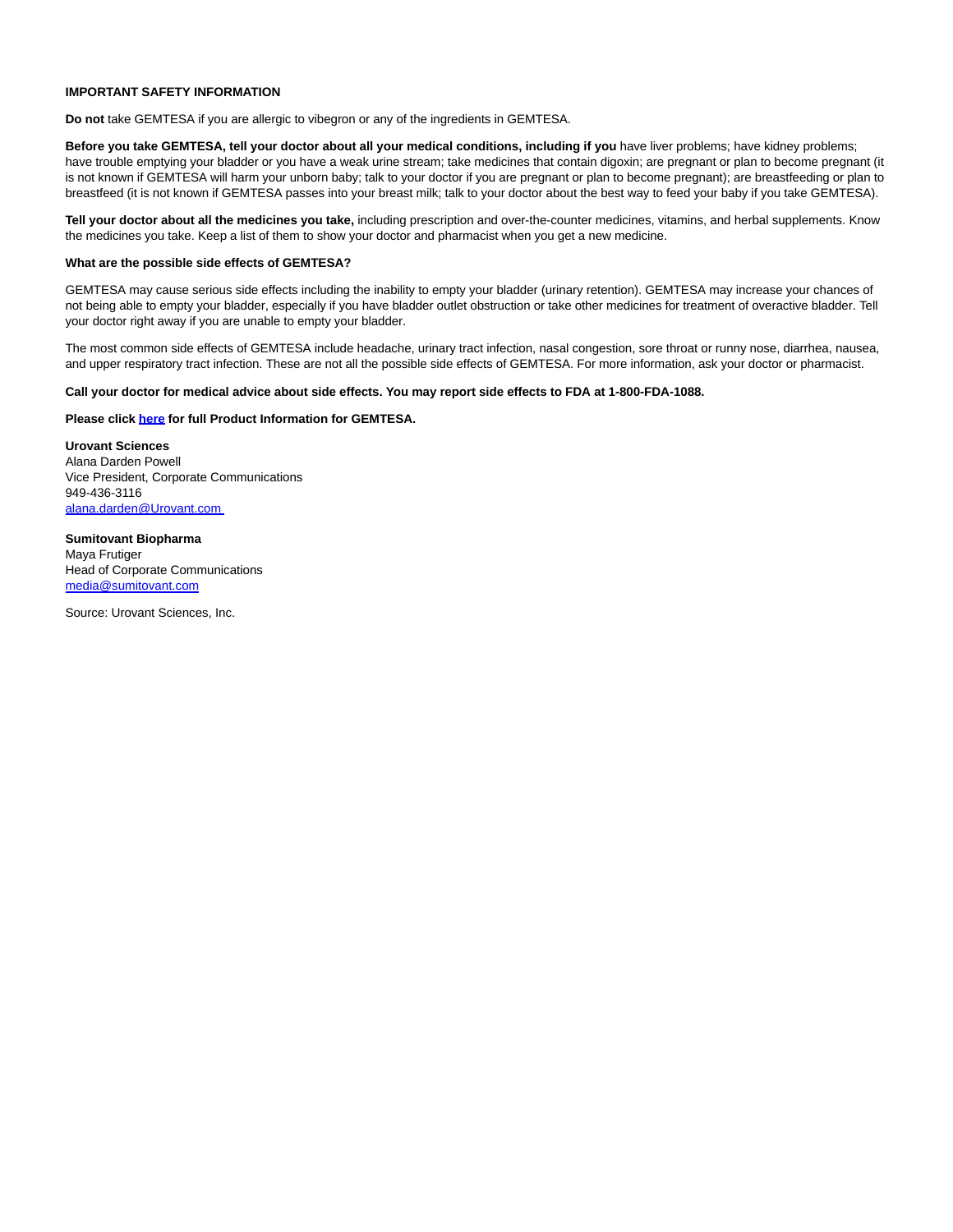**IMPORTANT SAFETY INFORMATION**

**Do not** take GEMTESA if you are allergic to vibegron or any of the ingredients in GEMTESA.

**Before you take GEMTESA, tell your doctor about all your medical conditions, including if you** have liver problems; have kidney problems; have trouble emptying your bladder or you have a weak urine stream; take medicines that contain digoxin; are pregnant or plan to become pregnant (it is not known if GEMTESA will harm your unborn baby; talk to your doctor if you are pregnant or plan to become pregnant); are breastfeeding or plan to breastfeed (it is not known if GEMTESA passes into your breast milk; talk to your doctor about the best way to feed your baby if you take GEMTESA).

**Tell your doctor about all the medicines you take,** including prescription and over-the-counter medicines, vitamins, and herbal supplements. Know the medicines you take. Keep a list of them to show your doctor and pharmacist when you get a new medicine.

**What are the possible side effects of GEMTESA?**

GEMTESA may cause serious side effects including the inability to empty your bladder (urinary retention). GEMTESA may increase your chances of not being able to empty your bladder, especially if you have bladder outlet obstruction or take other medicines for treatment of overactive bladder. Tell your doctor right away if you are unable to empty your bladder.

The most common side effects of GEMTESA include headache, urinary tract infection, nasal congestion, sore throat or runny nose, diarrhea, nausea, and upper respiratory tract infection. These are not all the possible side effects of GEMTESA. For more information, ask your doctor or pharmacist.

**Call your doctor for medical advice about side effects. You may report side effects to FDA at 1-800-FDA-1088.**

**Please click here for full Product Information for GEMTESA.**

**Urovant Sciences**
Alana Darden Powell
Vice President, Corporate Communications
949-436-3116
alana.darden@Urovant.com

**Sumitovant Biopharma**
Maya Frutiger
Head of Corporate Communications
media@sumitovant.com

Source: Urovant Sciences, Inc.